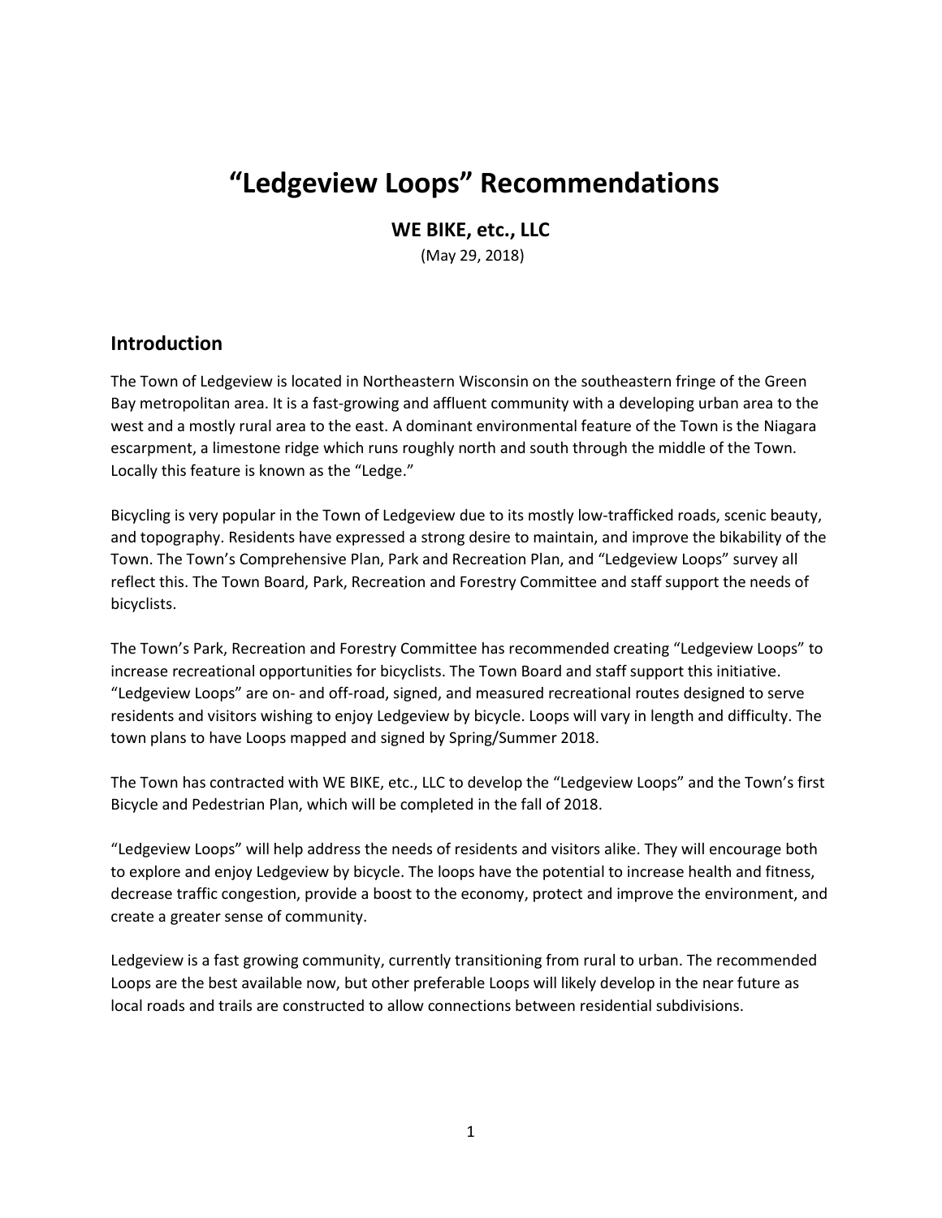# "Ledgeview Loops" Recommendations

**WE BIKE, etc., LLC**

(May 29, 2018)

## Introduction

The Town of Ledgeview is located in Northeastern Wisconsin on the southeastern fringe of the Green Bay metropolitan area. It is a fast-growing and affluent community with a developing urban area to the west and a mostly rural area to the east. A dominant environmental feature of the Town is the Niagara escarpment, a limestone ridge which runs roughly north and south through the middle of the Town. Locally this feature is known as the "Ledge."

Bicycling is very popular in the Town of Ledgeview due to its mostly low-trafficked roads, scenic beauty, and topography. Residents have expressed a strong desire to maintain, and improve the bikability of the Town. The Town's Comprehensive Plan, Park and Recreation Plan, and "Ledgeview Loops" survey all reflect this. The Town Board, Park, Recreation and Forestry Committee and staff support the needs of bicyclists.

The Town's Park, Recreation and Forestry Committee has recommended creating "Ledgeview Loops" to increase recreational opportunities for bicyclists. The Town Board and staff support this initiative. "Ledgeview Loops" are on- and off-road, signed, and measured recreational routes designed to serve residents and visitors wishing to enjoy Ledgeview by bicycle. Loops will vary in length and difficulty. The town plans to have Loops mapped and signed by Spring/Summer 2018.

The Town has contracted with WE BIKE, etc., LLC to develop the "Ledgeview Loops" and the Town's first Bicycle and Pedestrian Plan, which will be completed in the fall of 2018.

"Ledgeview Loops" will help address the needs of residents and visitors alike. They will encourage both to explore and enjoy Ledgeview by bicycle. The loops have the potential to increase health and fitness, decrease traffic congestion, provide a boost to the economy, protect and improve the environment, and create a greater sense of community.

Ledgeview is a fast growing community, currently transitioning from rural to urban. The recommended Loops are the best available now, but other preferable Loops will likely develop in the near future as local roads and trails are constructed to allow connections between residential subdivisions.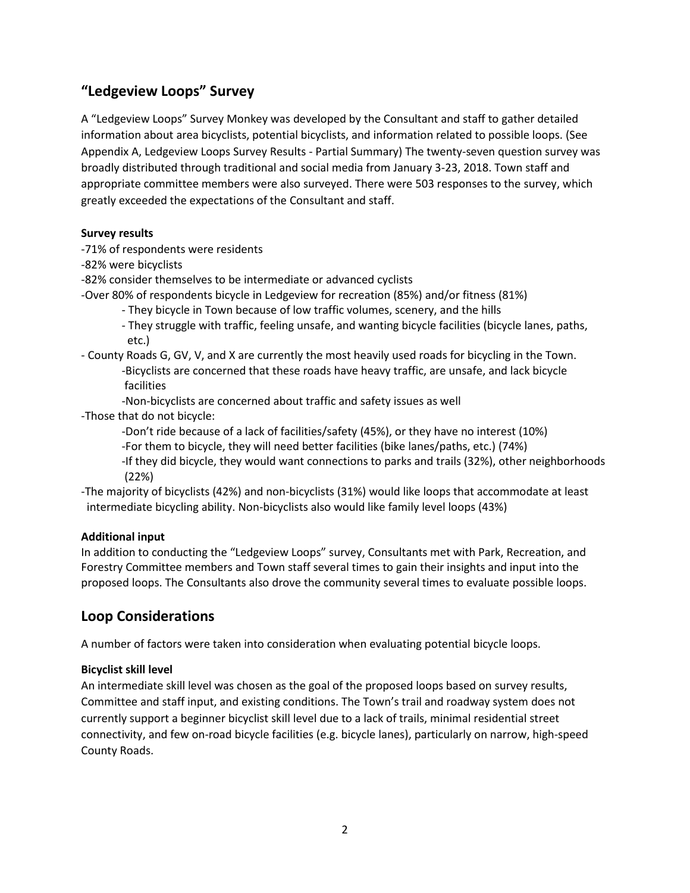## "Ledgeview Loops" Survey

A "Ledgeview Loops" Survey Monkey was developed by the Consultant and staff to gather detailed information about area bicyclists, potential bicyclists, and information related to possible loops. (See Appendix A, Ledgeview Loops Survey Results - Partial Summary) The twenty-seven question survey was broadly distributed through traditional and social media from January 3-23, 2018. Town staff and appropriate committee members were also surveyed. There were 503 responses to the survey, which greatly exceeded the expectations of the Consultant and staff.

**Survey results**

- 71% of respondents were residents
- 82% were bicyclists
- 82% consider themselves to be intermediate or advanced cyclists
- Over 80% of respondents bicycle in Ledgeview for recreation (85%) and/or fitness (81%)
    - They bicycle in Town because of low traffic volumes, scenery, and the hills
    - They struggle with traffic, feeling unsafe, and wanting bicycle facilities (bicycle lanes, paths, etc.)
- County Roads G, GV, V, and X are currently the most heavily used roads for bicycling in the Town.
    - Bicyclists are concerned that these roads have heavy traffic, are unsafe, and lack bicycle facilities
    - Non-bicyclists are concerned about traffic and safety issues as well
- Those that do not bicycle:
    - Don't ride because of a lack of facilities/safety (45%), or they have no interest (10%)
    - For them to bicycle, they will need better facilities (bike lanes/paths, etc.) (74%)
    - If they did bicycle, they would want connections to parks and trails (32%), other neighborhoods (22%)
- The majority of bicyclists (42%) and non-bicyclists (31%) would like loops that accommodate at least intermediate bicycling ability. Non-bicyclists also would like family level loops (43%)

**Additional input**

In addition to conducting the "Ledgeview Loops" survey, Consultants met with Park, Recreation, and Forestry Committee members and Town staff several times to gain their insights and input into the proposed loops. The Consultants also drove the community several times to evaluate possible loops.

## Loop Considerations

A number of factors were taken into consideration when evaluating potential bicycle loops.

**Bicyclist skill level**

An intermediate skill level was chosen as the goal of the proposed loops based on survey results, Committee and staff input, and existing conditions. The Town's trail and roadway system does not currently support a beginner bicyclist skill level due to a lack of trails, minimal residential street connectivity, and few on-road bicycle facilities (e.g. bicycle lanes), particularly on narrow, high-speed County Roads.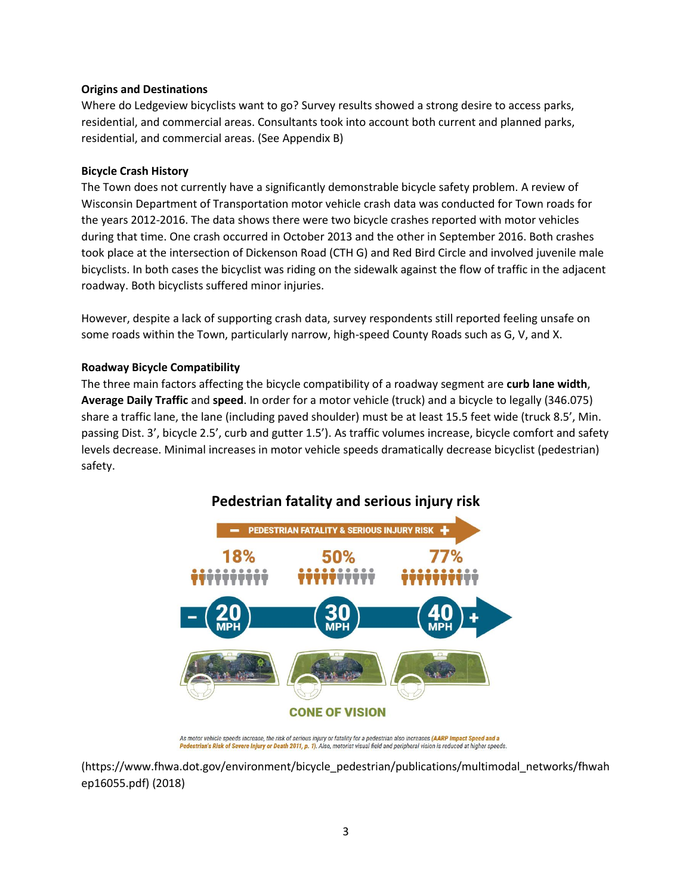**Origins and Destinations**

Where do Ledgeview bicyclists want to go? Survey results showed a strong desire to access parks, residential, and commercial areas. Consultants took into account both current and planned parks, residential, and commercial areas. (See Appendix B)

**Bicycle Crash History**

The Town does not currently have a significantly demonstrable bicycle safety problem. A review of Wisconsin Department of Transportation motor vehicle crash data was conducted for Town roads for the years 2012-2016. The data shows there were two bicycle crashes reported with motor vehicles during that time. One crash occurred in October 2013 and the other in September 2016. Both crashes took place at the intersection of Dickenson Road (CTH G) and Red Bird Circle and involved juvenile male bicyclists. In both cases the bicyclist was riding on the sidewalk against the flow of traffic in the adjacent roadway. Both bicyclists suffered minor injuries.

However, despite a lack of supporting crash data, survey respondents still reported feeling unsafe on some roads within the Town, particularly narrow, high-speed County Roads such as G, V, and X.

**Roadway Bicycle Compatibility**

The three main factors affecting the bicycle compatibility of a roadway segment are **curb lane width**, **Average Daily Traffic** and **speed**. In order for a motor vehicle (truck) and a bicycle to legally (346.075) share a traffic lane, the lane (including paved shoulder) must be at least 15.5 feet wide (truck 8.5', Min. passing Dist. 3', bicycle 2.5', curb and gutter 1.5'). As traffic volumes increase, bicycle comfort and safety levels decrease. Minimal increases in motor vehicle speeds dramatically decrease bicyclist (pedestrian) safety.

**Pedestrian fatality and serious injury risk**

− PEDESTRIAN FATALITY & SERIOUS INJURY RISK +

| 18% | 50% | 77% |
|---|---|---|
| 20 MPH | 30 MPH | 40 MPH |

CONE OF VISION

*As motor vehicle speeds increase, the risk of serious injury or fatality for a pedestrian also increases (**AARP Impact Speed and a Pedestrian's Risk of Severe Injury or Death 2011, p. 1**). Also, motorist visual field and peripheral vision is reduced at higher speeds.*

(https://www.fhwa.dot.gov/environment/bicycle_pedestrian/publications/multimodal_networks/fhwahep16055.pdf) (2018)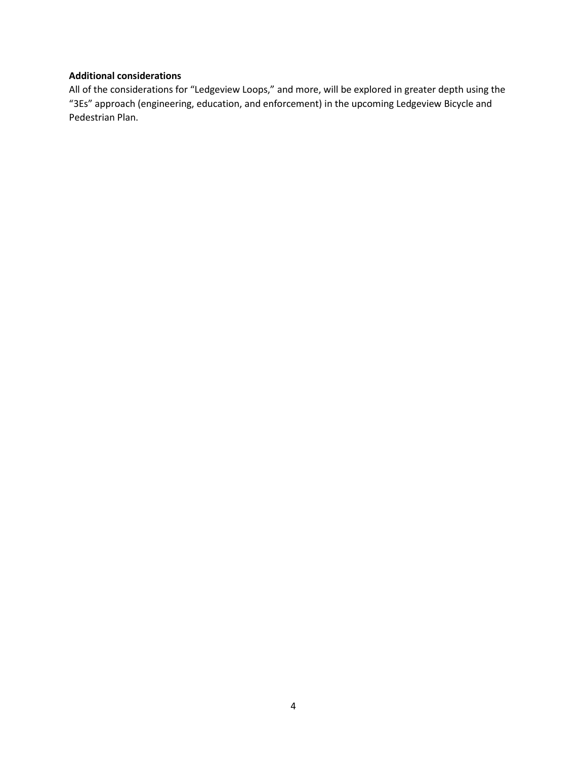**Additional considerations**

All of the considerations for "Ledgeview Loops," and more, will be explored in greater depth using the "3Es" approach (engineering, education, and enforcement) in the upcoming Ledgeview Bicycle and Pedestrian Plan.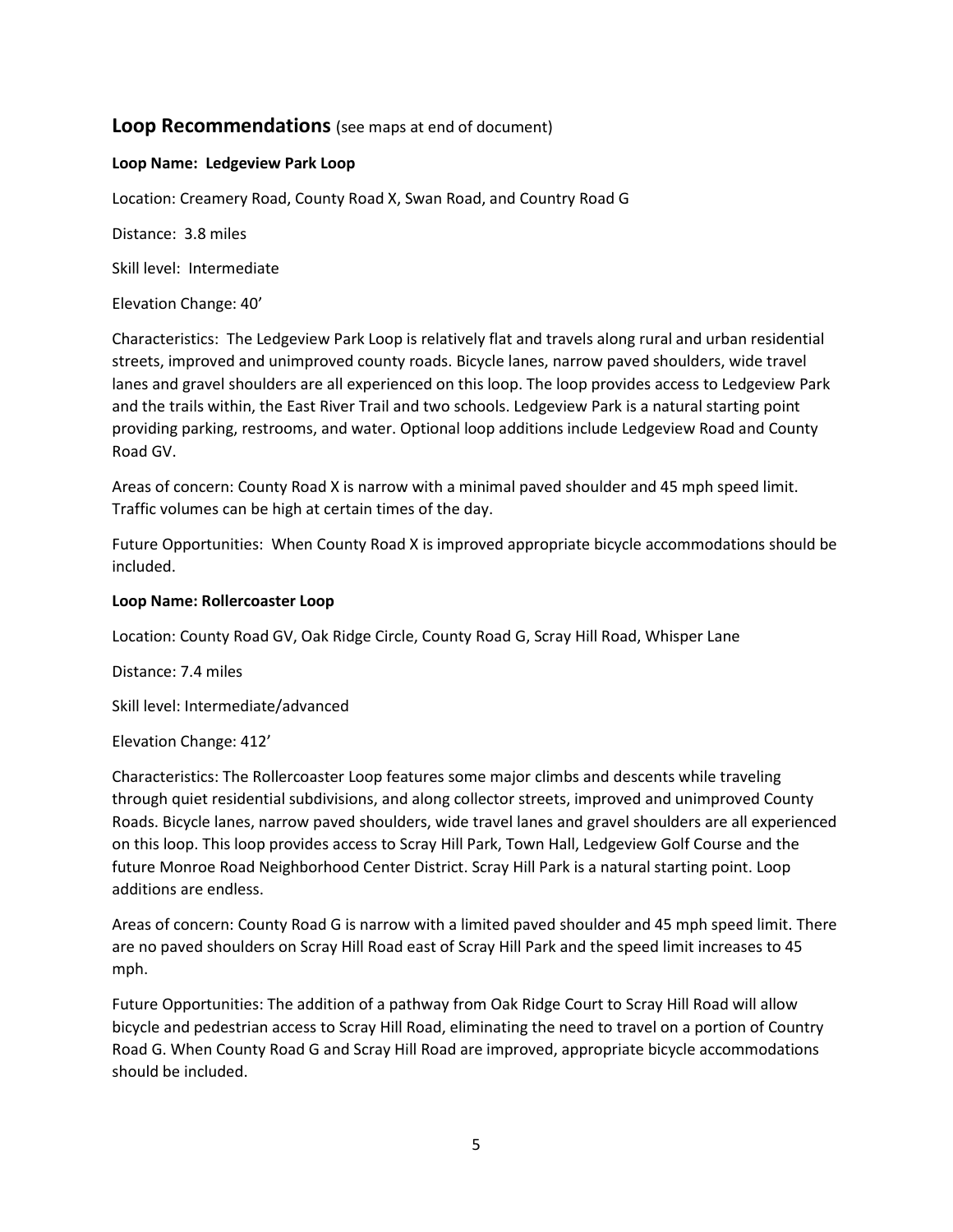## Loop Recommendations (see maps at end of document)

**Loop Name: Ledgeview Park Loop**

Location: Creamery Road, County Road X, Swan Road, and Country Road G

Distance: 3.8 miles

Skill level: Intermediate

Elevation Change: 40'

Characteristics: The Ledgeview Park Loop is relatively flat and travels along rural and urban residential streets, improved and unimproved county roads. Bicycle lanes, narrow paved shoulders, wide travel lanes and gravel shoulders are all experienced on this loop. The loop provides access to Ledgeview Park and the trails within, the East River Trail and two schools. Ledgeview Park is a natural starting point providing parking, restrooms, and water. Optional loop additions include Ledgeview Road and County Road GV.

Areas of concern: County Road X is narrow with a minimal paved shoulder and 45 mph speed limit. Traffic volumes can be high at certain times of the day.

Future Opportunities: When County Road X is improved appropriate bicycle accommodations should be included.

**Loop Name: Rollercoaster Loop**

Location: County Road GV, Oak Ridge Circle, County Road G, Scray Hill Road, Whisper Lane

Distance: 7.4 miles

Skill level: Intermediate/advanced

Elevation Change: 412'

Characteristics: The Rollercoaster Loop features some major climbs and descents while traveling through quiet residential subdivisions, and along collector streets, improved and unimproved County Roads. Bicycle lanes, narrow paved shoulders, wide travel lanes and gravel shoulders are all experienced on this loop. This loop provides access to Scray Hill Park, Town Hall, Ledgeview Golf Course and the future Monroe Road Neighborhood Center District. Scray Hill Park is a natural starting point. Loop additions are endless.

Areas of concern: County Road G is narrow with a limited paved shoulder and 45 mph speed limit. There are no paved shoulders on Scray Hill Road east of Scray Hill Park and the speed limit increases to 45 mph.

Future Opportunities: The addition of a pathway from Oak Ridge Court to Scray Hill Road will allow bicycle and pedestrian access to Scray Hill Road, eliminating the need to travel on a portion of Country Road G. When County Road G and Scray Hill Road are improved, appropriate bicycle accommodations should be included.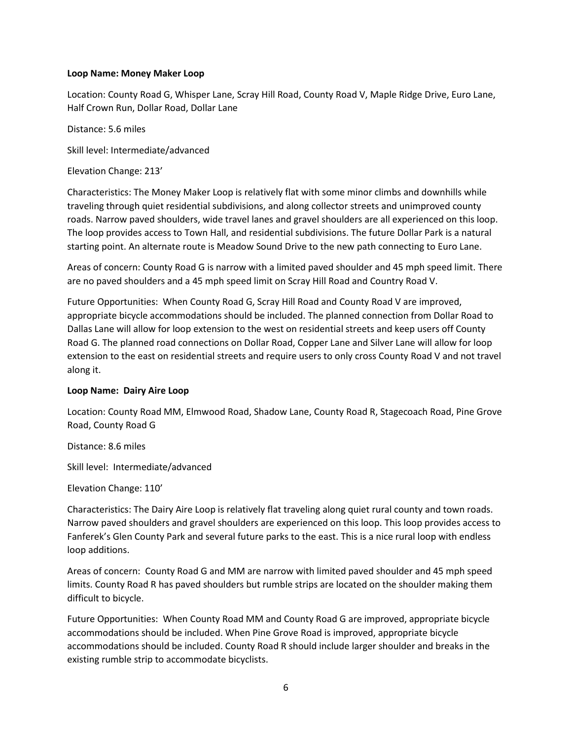**Loop Name: Money Maker Loop**

Location: County Road G, Whisper Lane, Scray Hill Road, County Road V, Maple Ridge Drive, Euro Lane, Half Crown Run, Dollar Road, Dollar Lane

Distance: 5.6 miles

Skill level: Intermediate/advanced

Elevation Change: 213'

Characteristics: The Money Maker Loop is relatively flat with some minor climbs and downhills while traveling through quiet residential subdivisions, and along collector streets and unimproved county roads. Narrow paved shoulders, wide travel lanes and gravel shoulders are all experienced on this loop. The loop provides access to Town Hall, and residential subdivisions. The future Dollar Park is a natural starting point. An alternate route is Meadow Sound Drive to the new path connecting to Euro Lane.

Areas of concern: County Road G is narrow with a limited paved shoulder and 45 mph speed limit. There are no paved shoulders and a 45 mph speed limit on Scray Hill Road and Country Road V.

Future Opportunities: When County Road G, Scray Hill Road and County Road V are improved, appropriate bicycle accommodations should be included. The planned connection from Dollar Road to Dallas Lane will allow for loop extension to the west on residential streets and keep users off County Road G. The planned road connections on Dollar Road, Copper Lane and Silver Lane will allow for loop extension to the east on residential streets and require users to only cross County Road V and not travel along it.

**Loop Name: Dairy Aire Loop**

Location: County Road MM, Elmwood Road, Shadow Lane, County Road R, Stagecoach Road, Pine Grove Road, County Road G

Distance: 8.6 miles

Skill level: Intermediate/advanced

Elevation Change: 110'

Characteristics: The Dairy Aire Loop is relatively flat traveling along quiet rural county and town roads. Narrow paved shoulders and gravel shoulders are experienced on this loop. This loop provides access to Fanferek's Glen County Park and several future parks to the east. This is a nice rural loop with endless loop additions.

Areas of concern: County Road G and MM are narrow with limited paved shoulder and 45 mph speed limits. County Road R has paved shoulders but rumble strips are located on the shoulder making them difficult to bicycle.

Future Opportunities: When County Road MM and County Road G are improved, appropriate bicycle accommodations should be included. When Pine Grove Road is improved, appropriate bicycle accommodations should be included. County Road R should include larger shoulder and breaks in the existing rumble strip to accommodate bicyclists.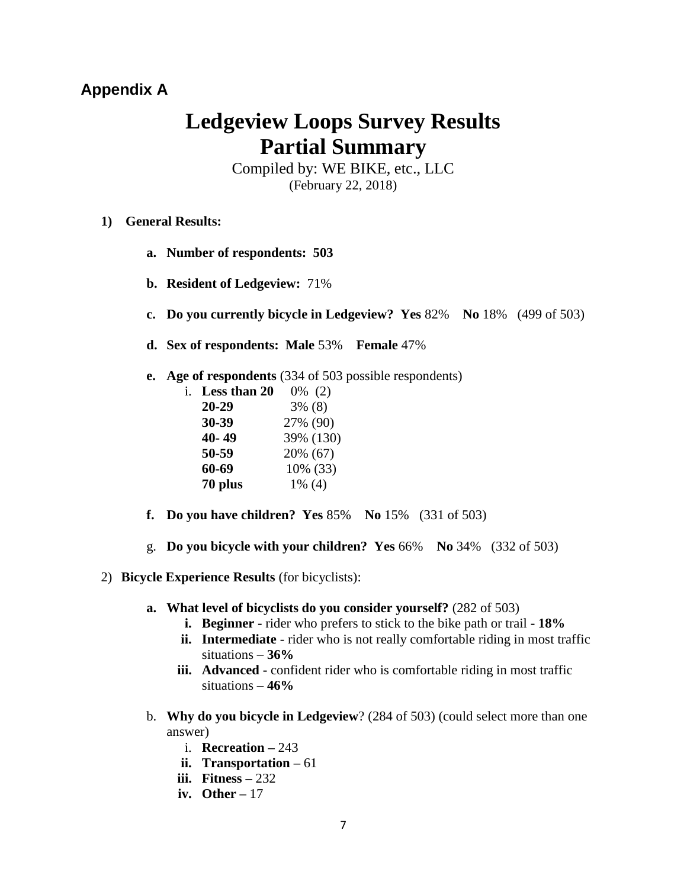## Appendix A

# Ledgeview Loops Survey Results
# Partial Summary

Compiled by: WE BIKE, etc., LLC
(February 22, 2018)

1) **General Results:**

   a. **Number of respondents: 503**

   b. **Resident of Ledgeview:** 71%

   c. **Do you currently bicycle in Ledgeview? Yes** 82% **No** 18% (499 of 503)

   d. **Sex of respondents: Male** 53% **Female** 47%

   e. **Age of respondents** (334 of 503 possible respondents)

      i.

      | | |
      |---|---|
      | **Less than 20** | 0% (2) |
      | **20-29** | 3% (8) |
      | **30-39** | 27% (90) |
      | **40- 49** | 39% (130) |
      | **50-59** | 20% (67) |
      | **60-69** | 10% (33) |
      | **70 plus** | 1% (4) |

   f. **Do you have children? Yes** 85% **No** 15% (331 of 503)

   g. **Do you bicycle with your children? Yes** 66% **No** 34% (332 of 503)

2) **Bicycle Experience Results** (for bicyclists):

   a. **What level of bicyclists do you consider yourself?** (282 of 503)
      i. **Beginner -** rider who prefers to stick to the bike path or trail **- 18%**
      ii. **Intermediate** - rider who is not really comfortable riding in most traffic situations – **36%**
      iii. **Advanced -** confident rider who is comfortable riding in most traffic situations – **46%**

   b. **Why do you bicycle in Ledgeview**? (284 of 503) (could select more than one answer)
      i. **Recreation –** 243
      ii. **Transportation –** 61
      iii. **Fitness –** 232
      iv. **Other –** 17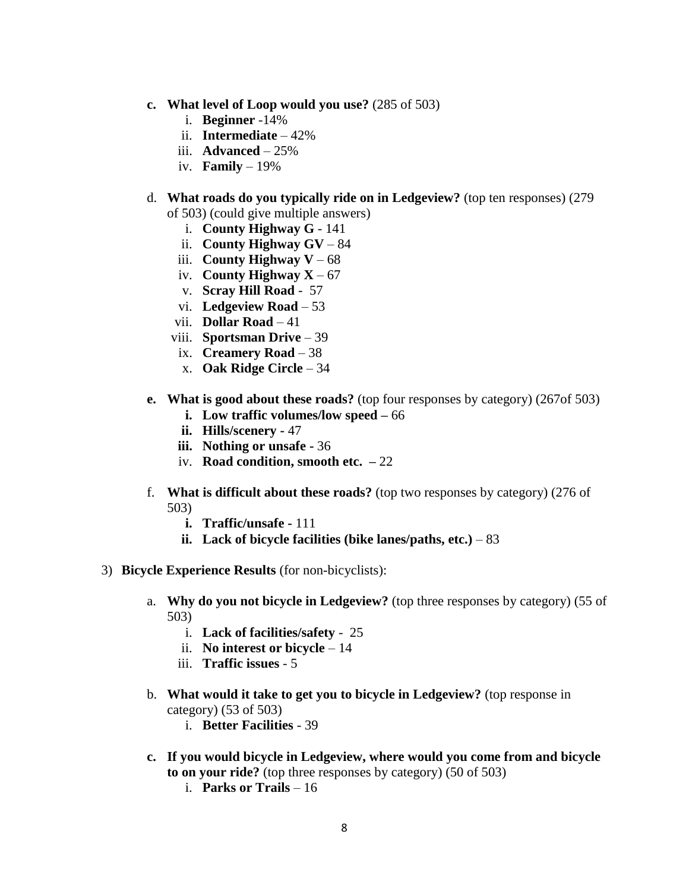- **c. What level of Loop would you use?** (285 of 503)
  - i. **Beginner** -14%
  - ii. **Intermediate** – 42%
  - iii. **Advanced** – 25%
  - iv. **Family** – 19%

- d. **What roads do you typically ride on in Ledgeview?** (top ten responses) (279 of 503) (could give multiple answers)
  - i. **County Highway G** - 141
  - ii. **County Highway GV** – 84
  - iii. **County Highway V** – 68
  - iv. **County Highway X** – 67
  - v. **Scray Hill Road** - 57
  - vi. **Ledgeview Road** – 53
  - vii. **Dollar Road** – 41
  - viii. **Sportsman Drive** – 39
  - ix. **Creamery Road** – 38
  - x. **Oak Ridge Circle** – 34

- **e. What is good about these roads?** (top four responses by category) (267of 503)
  - **i. Low traffic volumes/low speed –** 66
  - **ii. Hills/scenery -** 47
  - **iii. Nothing or unsafe -** 36
  - iv. **Road condition, smooth etc. –** 22

- f. **What is difficult about these roads?** (top two responses by category) (276 of 503)
  - **i. Traffic/unsafe -** 111
  - **ii. Lack of bicycle facilities (bike lanes/paths, etc.)** – 83

3) **Bicycle Experience Results** (for non-bicyclists):

- a. **Why do you not bicycle in Ledgeview?** (top three responses by category) (55 of 503)
  - i. **Lack of facilities/safety** - 25
  - ii. **No interest or bicycle** – 14
  - iii. **Traffic issues** - 5

- b. **What would it take to get you to bicycle in Ledgeview?** (top response in category) (53 of 503)
  - i. **Better Facilities** - 39

- **c. If you would bicycle in Ledgeview, where would you come from and bicycle to on your ride?** (top three responses by category) (50 of 503)
  - i. **Parks or Trails** – 16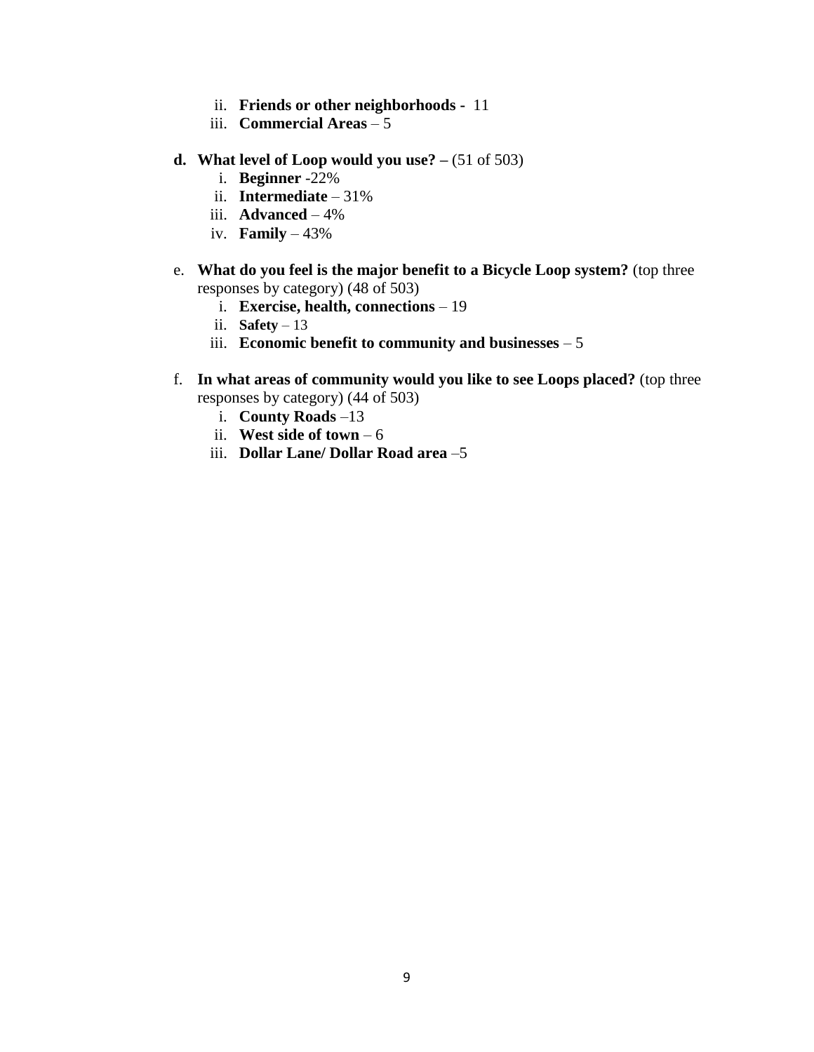ii. **Friends or other neighborhoods -** 11
iii. **Commercial Areas** – 5

**d. What level of Loop would you use? –** (51 of 503)

i. **Beginner** -22%
ii. **Intermediate** – 31%
iii. **Advanced** – 4%
iv. **Family** – 43%

e. **What do you feel is the major benefit to a Bicycle Loop system?** (top three responses by category) (48 of 503)

i. **Exercise, health, connections** – 19
ii. **Safety** – 13
iii. **Economic benefit to community and businesses** – 5

f. **In what areas of community would you like to see Loops placed?** (top three responses by category) (44 of 503)

i. **County Roads** –13
ii. **West side of town** – 6
iii. **Dollar Lane/ Dollar Road area** –5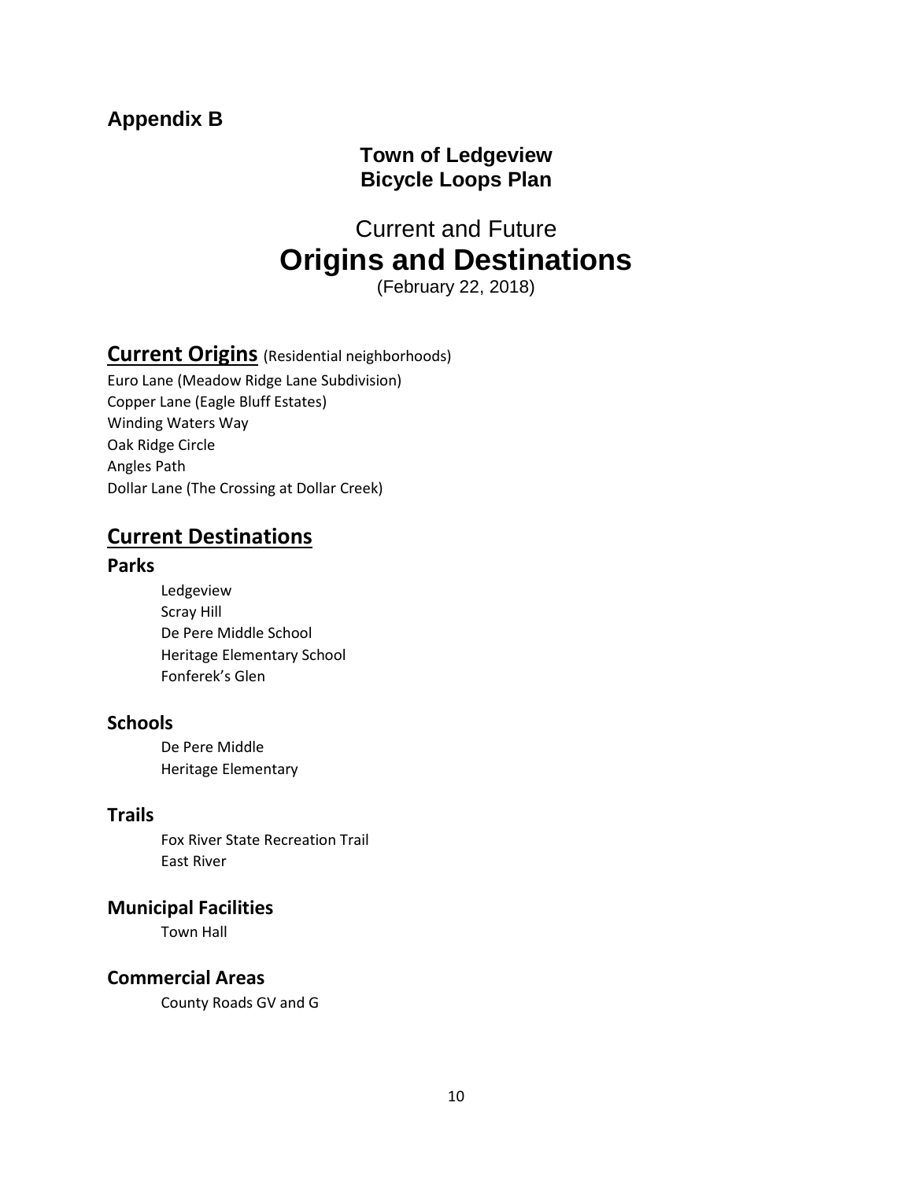## Appendix B

**Town of Ledgeview**
**Bicycle Loops Plan**

# Current and Future
# Origins and Destinations

(February 22, 2018)

## Current Origins (Residential neighborhoods)

Euro Lane (Meadow Ridge Lane Subdivision)
Copper Lane (Eagle Bluff Estates)
Winding Waters Way
Oak Ridge Circle
Angles Path
Dollar Lane (The Crossing at Dollar Creek)

## Current Destinations

### Parks

- Ledgeview
- Scray Hill
- De Pere Middle School
- Heritage Elementary School
- Fonferek's Glen

### Schools

- De Pere Middle
- Heritage Elementary

### Trails

- Fox River State Recreation Trail
- East River

### Municipal Facilities

- Town Hall

### Commercial Areas

- County Roads GV and G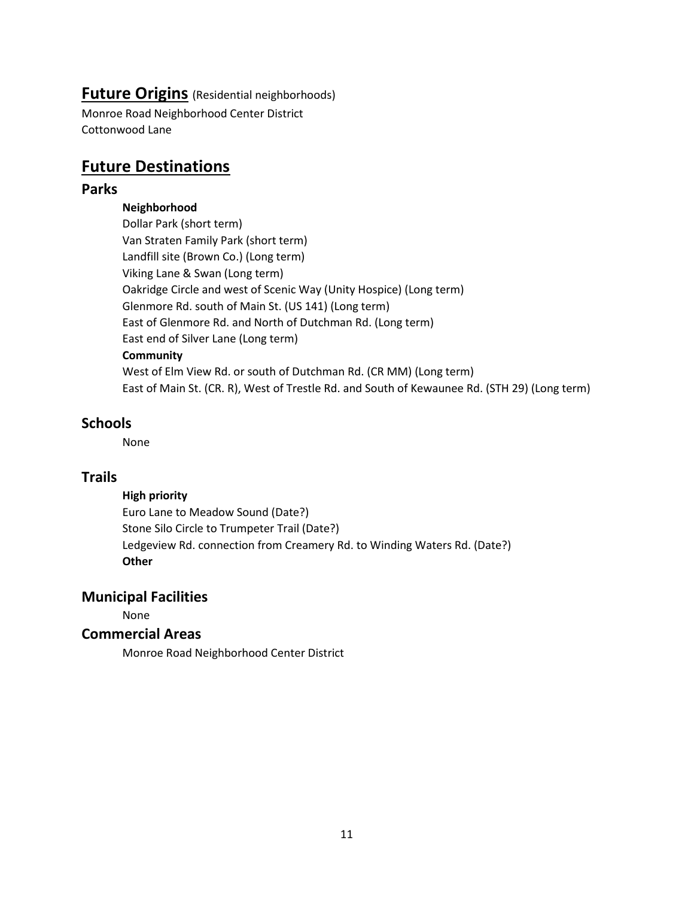## Future Origins (Residential neighborhoods)

Monroe Road Neighborhood Center District
Cottonwood Lane

## Future Destinations

### Parks

**Neighborhood**

Dollar Park (short term)
Van Straten Family Park (short term)
Landfill site (Brown Co.) (Long term)
Viking Lane & Swan (Long term)
Oakridge Circle and west of Scenic Way (Unity Hospice) (Long term)
Glenmore Rd. south of Main St. (US 141) (Long term)
East of Glenmore Rd. and North of Dutchman Rd. (Long term)
East end of Silver Lane (Long term)

**Community**

West of Elm View Rd. or south of Dutchman Rd. (CR MM) (Long term)
East of Main St. (CR. R), West of Trestle Rd. and South of Kewaunee Rd. (STH 29) (Long term)

### Schools

None

### Trails

**High priority**

Euro Lane to Meadow Sound (Date?)
Stone Silo Circle to Trumpeter Trail (Date?)
Ledgeview Rd. connection from Creamery Rd. to Winding Waters Rd. (Date?)

**Other**

### Municipal Facilities

None

### Commercial Areas

Monroe Road Neighborhood Center District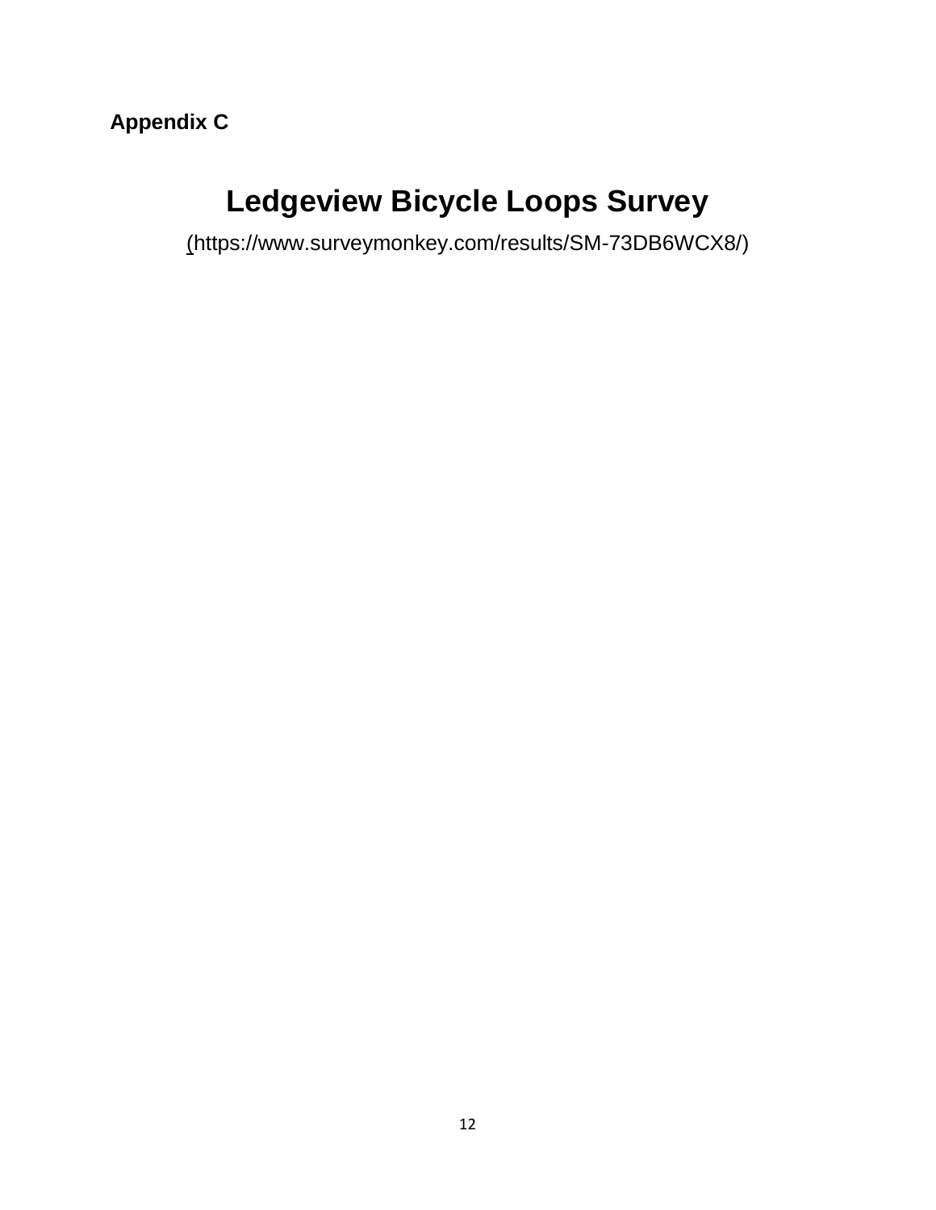**Appendix C**

# Ledgeview Bicycle Loops Survey

(https://www.surveymonkey.com/results/SM-73DB6WCX8/)